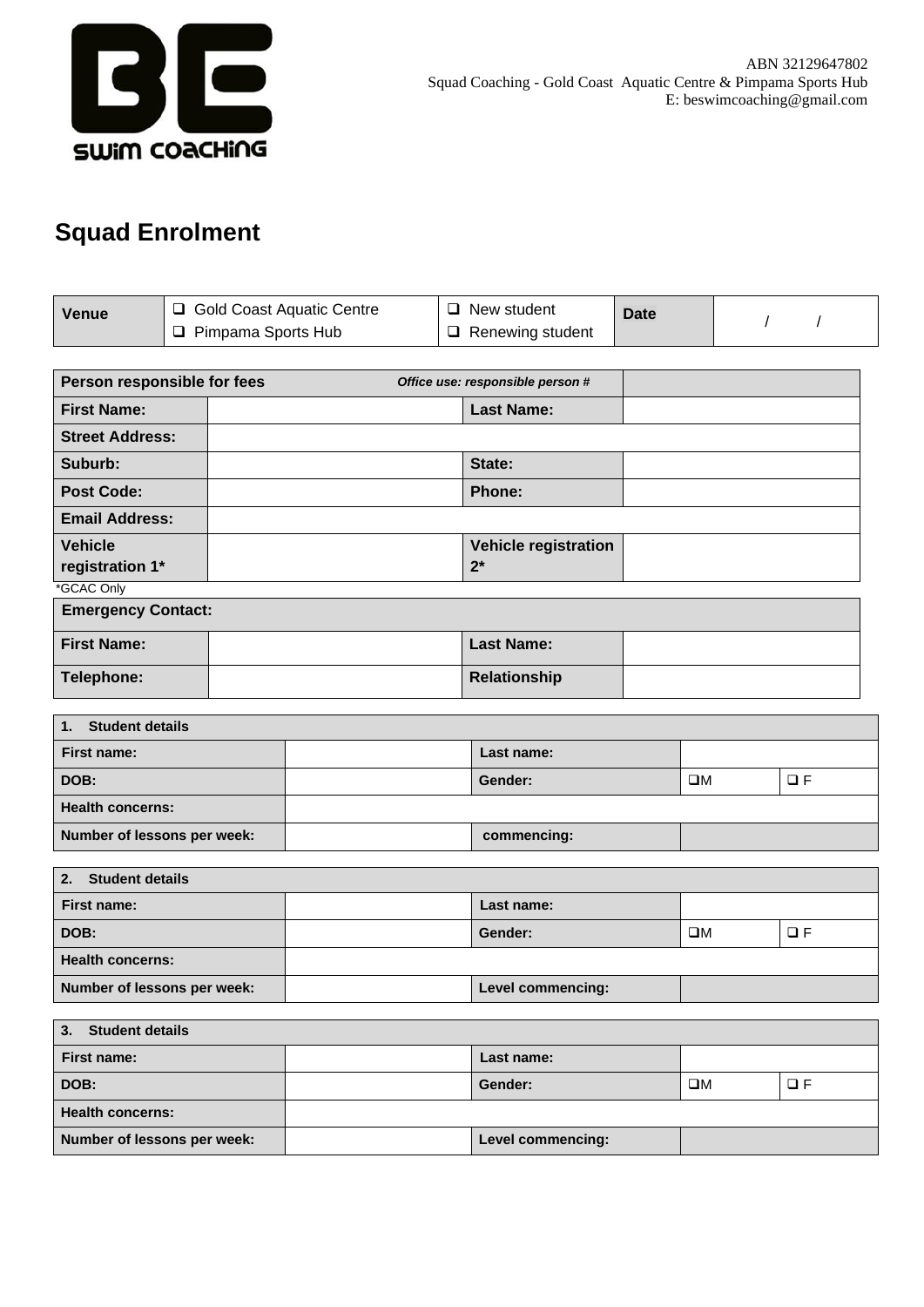BE SWIM COACHING

ABN 32129647802
Squad Coaching - Gold Coast Aquatic Centre & Pimpama Sports Hub
E: beswimcoaching@gmail.com

# Squad Enrolment

| Venue | ❑ Gold Coast Aquatic Centre<br>❑ Pimpama Sports Hub | ❑ New student<br>❑ Renewing student | Date | / / |
|---|---|---|---|---|

| Person responsible for fees | | *Office use: responsible person #* | |
|---|---|---|---|
| First Name: | | Last Name: | |
| Street Address: | | | |
| Suburb: | | State: | |
| Post Code: | | Phone: | |
| Email Address: | | | |
| Vehicle registration 1* | | Vehicle registration 2* | |

*GCAC Only

| Emergency Contact: | | | |
|---|---|---|---|
| First Name: | | Last Name: | |
| Telephone: | | Relationship | |

| 1. Student details | | | | |
|---|---|---|---|---|
| First name: | | Last name: | | |
| DOB: | | Gender: | ❑M | ❑ F |
| Health concerns: | | | | |
| Number of lessons per week: | | commencing: | | |

| 2. Student details | | | | |
|---|---|---|---|---|
| First name: | | Last name: | | |
| DOB: | | Gender: | ❑M | ❑ F |
| Health concerns: | | | | |
| Number of lessons per week: | | Level commencing: | | |

| 3. Student details | | | | |
|---|---|---|---|---|
| First name: | | Last name: | | |
| DOB: | | Gender: | ❑M | ❑ F |
| Health concerns: | | | | |
| Number of lessons per week: | | Level commencing: | | |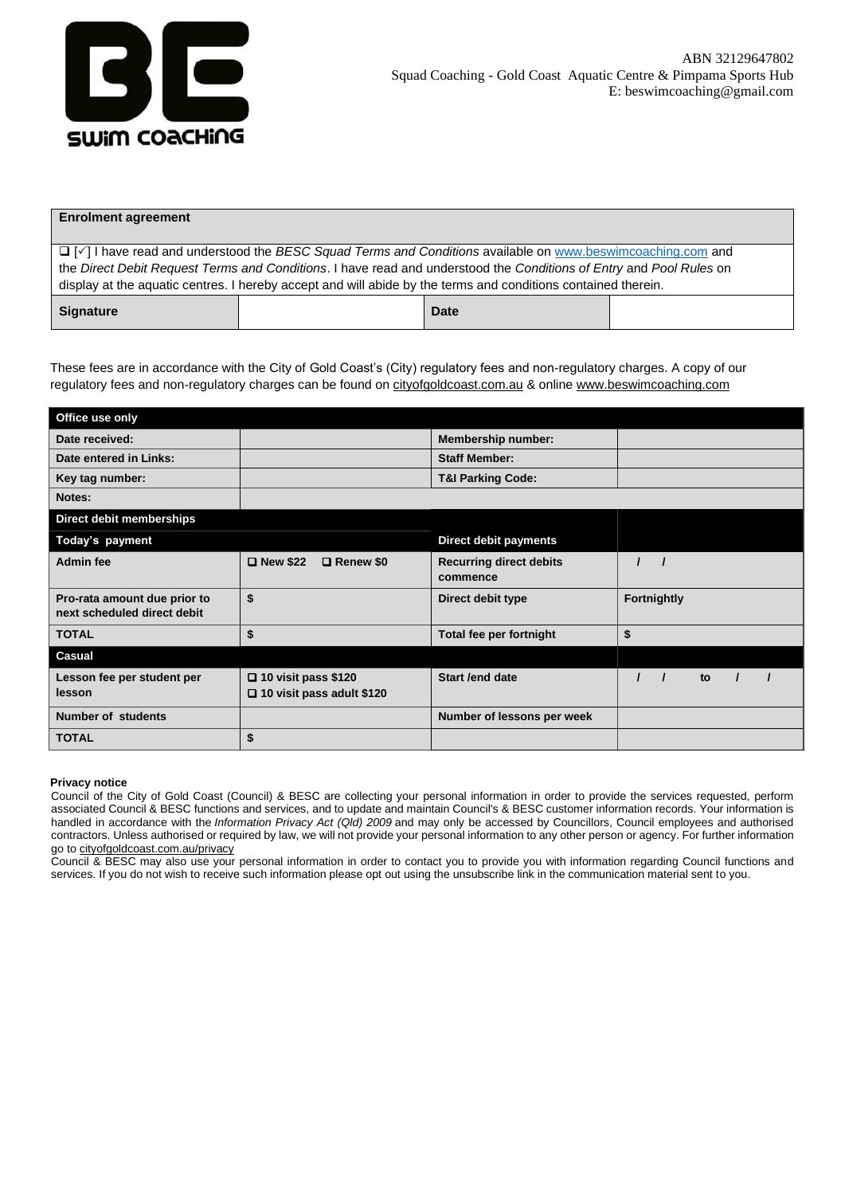**BE swim coaching**

ABN 32129647802
Squad Coaching - Gold Coast Aquatic Centre & Pimpama Sports Hub
E: beswimcoaching@gmail.com

| **Enrolment agreement** | | | |
|---|---|---|---|
| ❑ [✓] I have read and understood the *BESC Squad Terms and Conditions* available on www.beswimcoaching.com and the *Direct Debit Request Terms and Conditions*. I have read and understood the *Conditions of Entry* and *Pool Rules* on display at the aquatic centres. I hereby accept and will abide by the terms and conditions contained therein. | | | |
| **Signature** | | **Date** | |

These fees are in accordance with the City of Gold Coast's (City) regulatory fees and non-regulatory charges. A copy of our regulatory fees and non-regulatory charges can be found on cityofgoldcoast.com.au & online www.beswimcoaching.com

| **Office use only** | | | |
|---|---|---|---|
| **Date received:** | | **Membership number:** | |
| **Date entered in Links:** | | **Staff Member:** | |
| **Key tag number:** | | **T&I Parking Code:** | |
| **Notes:** | | | |
| **Direct debit memberships** | | | |
| **Today's payment** | | **Direct debit payments** | |
| **Admin fee** | ❑ **New $22** ❑ **Renew $0** | **Recurring direct debits commence** | / / |
| **Pro-rata amount due prior to next scheduled direct debit** | $ | **Direct debit type** | **Fortnightly** |
| **TOTAL** | $ | **Total fee per fortnight** | $ |
| **Casual** | | | |
| **Lesson fee per student per lesson** | ❑ **10 visit pass $120** ❑ **10 visit pass adult $120** | **Start /end date** | / / to / / |
| **Number of students** | | **Number of lessons per week** | |
| **TOTAL** | $ | | |

**Privacy notice**

Council of the City of Gold Coast (Council) & BESC are collecting your personal information in order to provide the services requested, perform associated Council & BESC functions and services, and to update and maintain Council's & BESC customer information records. Your information is handled in accordance with the *Information Privacy Act (Qld) 2009* and may only be accessed by Councillors, Council employees and authorised contractors. Unless authorised or required by law, we will not provide your personal information to any other person or agency. For further information go to cityofgoldcoast.com.au/privacy

Council & BESC may also use your personal information in order to contact you to provide you with information regarding Council functions and services. If you do not wish to receive such information please opt out using the unsubscribe link in the communication material sent to you.